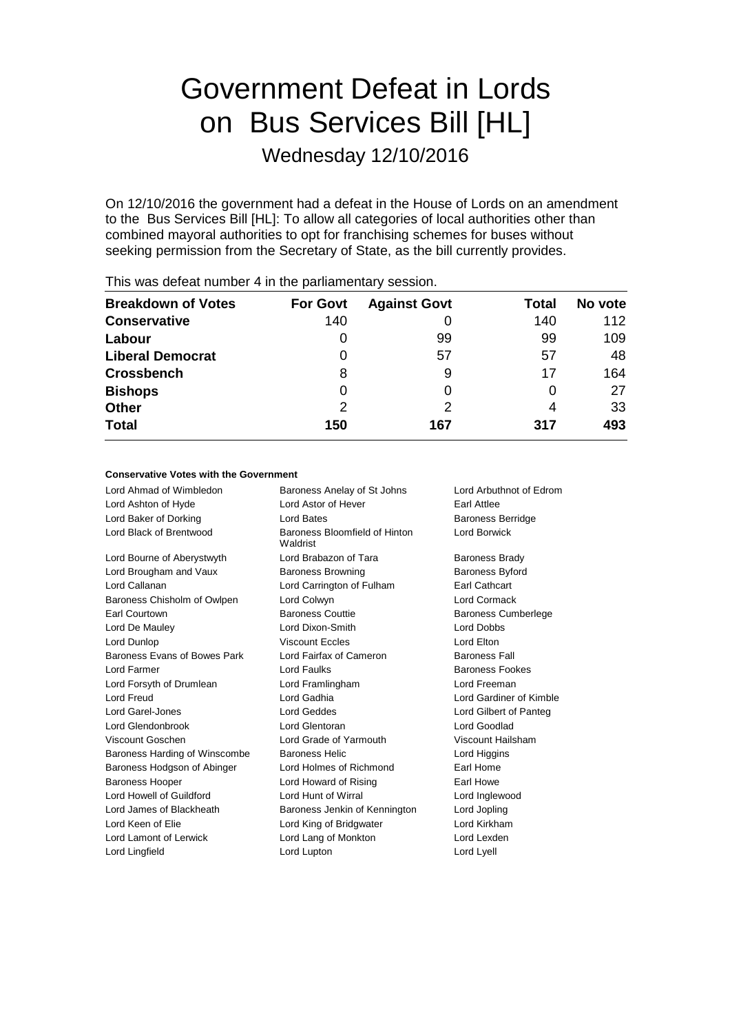# Government Defeat in Lords on Bus Services Bill [HL]

## Wednesday 12/10/2016

On 12/10/2016 the government had a defeat in the House of Lords on an amendment to the Bus Services Bill [HL]: To allow all categories of local authorities other than combined mayoral authorities to opt for franchising schemes for buses without seeking permission from the Secretary of State, as the bill currently provides.

This was defeat number 4 in the parliamentary session.

| Breakdown of Votes | For Govt | Against Govt | Total | No vote |
|---|---|---|---|---|
| **Conservative** | 140 | 0 | 140 | 112 |
| **Labour** | 0 | 99 | 99 | 109 |
| **Liberal Democrat** | 0 | 57 | 57 | 48 |
| **Crossbench** | 8 | 9 | 17 | 164 |
| **Bishops** | 0 | 0 | 0 | 27 |
| **Other** | 2 | 2 | 4 | 33 |
| **Total** | **150** | **167** | **317** | **493** |

### Conservative Votes with the Government

| | | |
|---|---|---|
| Lord Ahmad of Wimbledon | Baroness Anelay of St Johns | Lord Arbuthnot of Edrom |
| Lord Ashton of Hyde | Lord Astor of Hever | Earl Attlee |
| Lord Baker of Dorking | Lord Bates | Baroness Berridge |
| Lord Black of Brentwood | Baroness Bloomfield of Hinton Waldrist | Lord Borwick |
| Lord Bourne of Aberystwyth | Lord Brabazon of Tara | Baroness Brady |
| Lord Brougham and Vaux | Baroness Browning | Baroness Byford |
| Lord Callanan | Lord Carrington of Fulham | Earl Cathcart |
| Baroness Chisholm of Owlpen | Lord Colwyn | Lord Cormack |
| Earl Courtown | Baroness Couttie | Baroness Cumberlege |
| Lord De Mauley | Lord Dixon-Smith | Lord Dobbs |
| Lord Dunlop | Viscount Eccles | Lord Elton |
| Baroness Evans of Bowes Park | Lord Fairfax of Cameron | Baroness Fall |
| Lord Farmer | Lord Faulks | Baroness Fookes |
| Lord Forsyth of Drumlean | Lord Framlingham | Lord Freeman |
| Lord Freud | Lord Gadhia | Lord Gardiner of Kimble |
| Lord Garel-Jones | Lord Geddes | Lord Gilbert of Panteg |
| Lord Glendonbrook | Lord Glentoran | Lord Goodlad |
| Viscount Goschen | Lord Grade of Yarmouth | Viscount Hailsham |
| Baroness Harding of Winscombe | Baroness Helic | Lord Higgins |
| Baroness Hodgson of Abinger | Lord Holmes of Richmond | Earl Home |
| Baroness Hooper | Lord Howard of Rising | Earl Howe |
| Lord Howell of Guildford | Lord Hunt of Wirral | Lord Inglewood |
| Lord James of Blackheath | Baroness Jenkin of Kennington | Lord Jopling |
| Lord Keen of Elie | Lord King of Bridgwater | Lord Kirkham |
| Lord Lamont of Lerwick | Lord Lang of Monkton | Lord Lexden |
| Lord Lingfield | Lord Lupton | Lord Lyell |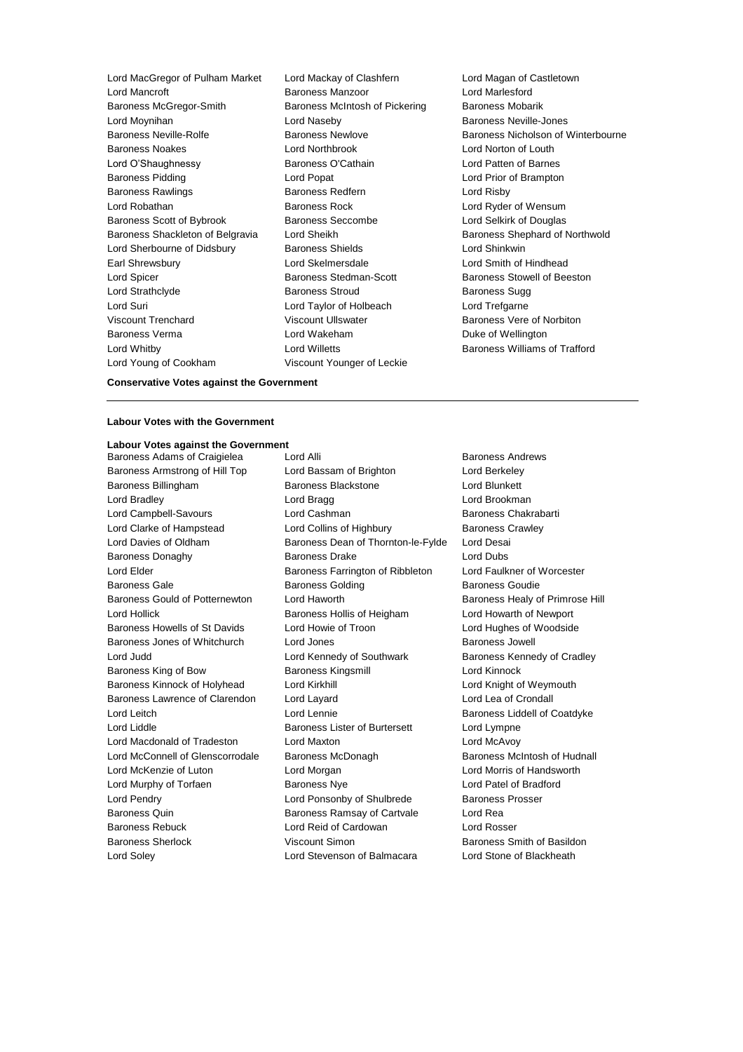Lord MacGregor of Pulham Market
Lord Mackay of Clashfern
Lord Magan of Castletown
Lord Mancroft
Baroness Manzoor
Lord Marlesford
Baroness McGregor-Smith
Baroness McIntosh of Pickering
Baroness Mobarik
Lord Moynihan
Lord Naseby
Baroness Neville-Jones
Baroness Neville-Rolfe
Baroness Newlove
Baroness Nicholson of Winterbourne
Baroness Noakes
Lord Northbrook
Lord Norton of Louth
Lord O'Shaughnessy
Baroness O'Cathain
Lord Patten of Barnes
Baroness Pidding
Lord Popat
Lord Prior of Brampton
Baroness Rawlings
Baroness Redfern
Lord Risby
Lord Robathan
Baroness Rock
Lord Ryder of Wensum
Baroness Scott of Bybrook
Baroness Seccombe
Lord Selkirk of Douglas
Baroness Shackleton of Belgravia
Lord Sheikh
Baroness Shephard of Northwold
Lord Sherbourne of Didsbury
Baroness Shields
Lord Shinkwin
Earl Shrewsbury
Lord Skelmersdale
Lord Smith of Hindhead
Lord Spicer
Baroness Stedman-Scott
Baroness Stowell of Beeston
Lord Strathclyde
Baroness Stroud
Baroness Sugg
Lord Suri
Lord Taylor of Holbeach
Lord Trefgarne
Viscount Trenchard
Viscount Ullswater
Baroness Vere of Norbiton
Baroness Verma
Lord Wakeham
Duke of Wellington
Lord Whitby
Lord Willetts
Baroness Williams of Trafford
Lord Young of Cookham
Viscount Younger of Leckie

**Conservative Votes against the Government**

---

**Labour Votes with the Government**

**Labour Votes against the Government**

Baroness Adams of Craigielea
Lord Alli
Baroness Andrews
Baroness Armstrong of Hill Top
Lord Bassam of Brighton
Lord Berkeley
Baroness Billingham
Baroness Blackstone
Lord Blunkett
Lord Bradley
Lord Bragg
Lord Brookman
Lord Campbell-Savours
Lord Cashman
Baroness Chakrabarti
Lord Clarke of Hampstead
Lord Collins of Highbury
Baroness Crawley
Lord Davies of Oldham
Baroness Dean of Thornton-le-Fylde
Lord Desai
Baroness Donaghy
Baroness Drake
Lord Dubs
Lord Elder
Baroness Farrington of Ribbleton
Lord Faulkner of Worcester
Baroness Gale
Baroness Golding
Baroness Goudie
Baroness Gould of Potternewton
Lord Haworth
Baroness Healy of Primrose Hill
Lord Hollick
Baroness Hollis of Heigham
Lord Howarth of Newport
Baroness Howells of St Davids
Lord Howie of Troon
Lord Hughes of Woodside
Baroness Jones of Whitchurch
Lord Jones
Baroness Jowell
Lord Judd
Lord Kennedy of Southwark
Baroness Kennedy of Cradley
Baroness King of Bow
Baroness Kingsmill
Lord Kinnock
Baroness Kinnock of Holyhead
Lord Kirkhill
Lord Knight of Weymouth
Baroness Lawrence of Clarendon
Lord Layard
Lord Lea of Crondall
Lord Leitch
Lord Lennie
Baroness Liddell of Coatdyke
Lord Liddle
Baroness Lister of Burtersett
Lord Lympne
Lord Macdonald of Tradeston
Lord Maxton
Lord McAvoy
Lord McConnell of Glenscorrodale
Baroness McDonagh
Baroness McIntosh of Hudnall
Lord McKenzie of Luton
Lord Morgan
Lord Morris of Handsworth
Lord Murphy of Torfaen
Baroness Nye
Lord Patel of Bradford
Lord Pendry
Lord Ponsonby of Shulbrede
Baroness Prosser
Baroness Quin
Baroness Ramsay of Cartvale
Lord Rea
Baroness Rebuck
Lord Reid of Cardowan
Lord Rosser
Baroness Sherlock
Viscount Simon
Baroness Smith of Basildon
Lord Soley
Lord Stevenson of Balmacara
Lord Stone of Blackheath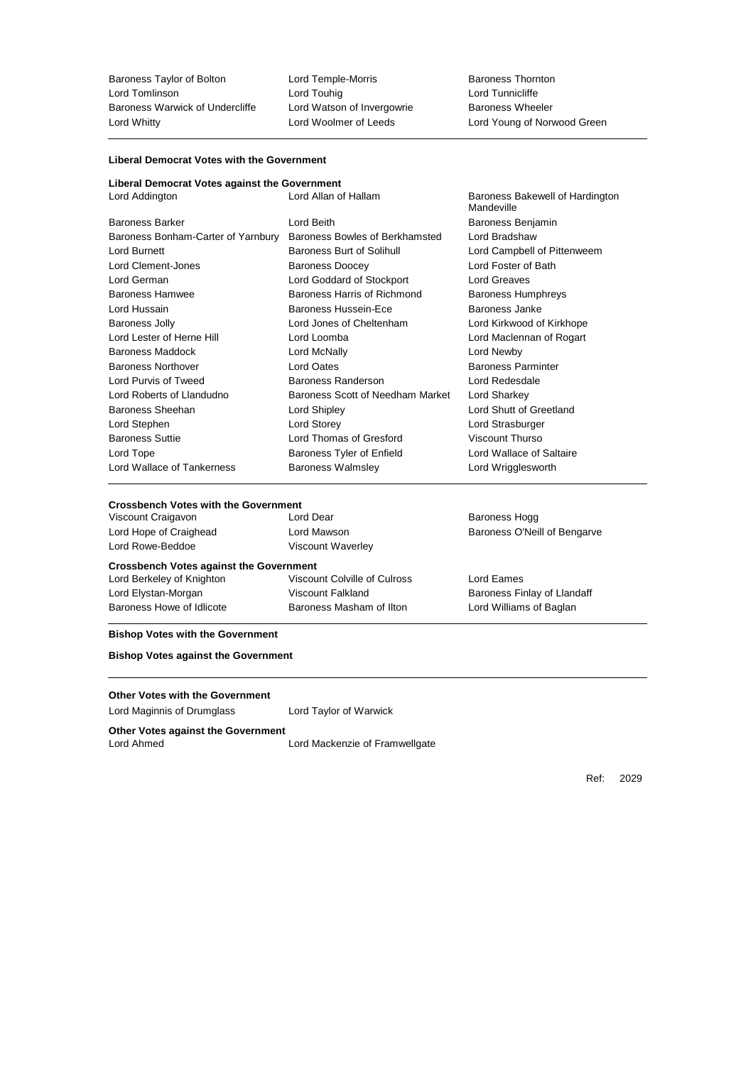| | | |
|---|---|---|
| Baroness Taylor of Bolton | Lord Temple-Morris | Baroness Thornton |
| Lord Tomlinson | Lord Touhig | Lord Tunnicliffe |
| Baroness Warwick of Undercliffe | Lord Watson of Invergowrie | Baroness Wheeler |
| Lord Whitty | Lord Woolmer of Leeds | Lord Young of Norwood Green |

**Liberal Democrat Votes with the Government**

**Liberal Democrat Votes against the Government**

| | | |
|---|---|---|
| Lord Addington | Lord Allan of Hallam | Baroness Bakewell of Hardington Mandeville |
| Baroness Barker | Lord Beith | Baroness Benjamin |
| Baroness Bonham-Carter of Yarnbury | Baroness Bowles of Berkhamsted | Lord Bradshaw |
| Lord Burnett | Baroness Burt of Solihull | Lord Campbell of Pittenweem |
| Lord Clement-Jones | Baroness Doocey | Lord Foster of Bath |
| Lord German | Lord Goddard of Stockport | Lord Greaves |
| Baroness Hamwee | Baroness Harris of Richmond | Baroness Humphreys |
| Lord Hussain | Baroness Hussein-Ece | Baroness Janke |
| Baroness Jolly | Lord Jones of Cheltenham | Lord Kirkwood of Kirkhope |
| Lord Lester of Herne Hill | Lord Loomba | Lord Maclennan of Rogart |
| Baroness Maddock | Lord McNally | Lord Newby |
| Baroness Northover | Lord Oates | Baroness Parminter |
| Lord Purvis of Tweed | Baroness Randerson | Lord Redesdale |
| Lord Roberts of Llandudno | Baroness Scott of Needham Market | Lord Sharkey |
| Baroness Sheehan | Lord Shipley | Lord Shutt of Greetland |
| Lord Stephen | Lord Storey | Lord Strasburger |
| Baroness Suttie | Lord Thomas of Gresford | Viscount Thurso |
| Lord Tope | Baroness Tyler of Enfield | Lord Wallace of Saltaire |
| Lord Wallace of Tankerness | Baroness Walmsley | Lord Wrigglesworth |

**Crossbench Votes with the Government**

| | | |
|---|---|---|
| Viscount Craigavon | Lord Dear | Baroness Hogg |
| Lord Hope of Craighead | Lord Mawson | Baroness O'Neill of Bengarve |
| Lord Rowe-Beddoe | Viscount Waverley | |

**Crossbench Votes against the Government**

| | | |
|---|---|---|
| Lord Berkeley of Knighton | Viscount Colville of Culross | Lord Eames |
| Lord Elystan-Morgan | Viscount Falkland | Baroness Finlay of Llandaff |
| Baroness Howe of Idlicote | Baroness Masham of Ilton | Lord Williams of Baglan |

**Bishop Votes with the Government**

**Bishop Votes against the Government**

**Other Votes with the Government**

Lord Maginnis of Drumglass — Lord Taylor of Warwick

**Other Votes against the Government**

Lord Ahmed — Lord Mackenzie of Framwellgate

Ref: 2029